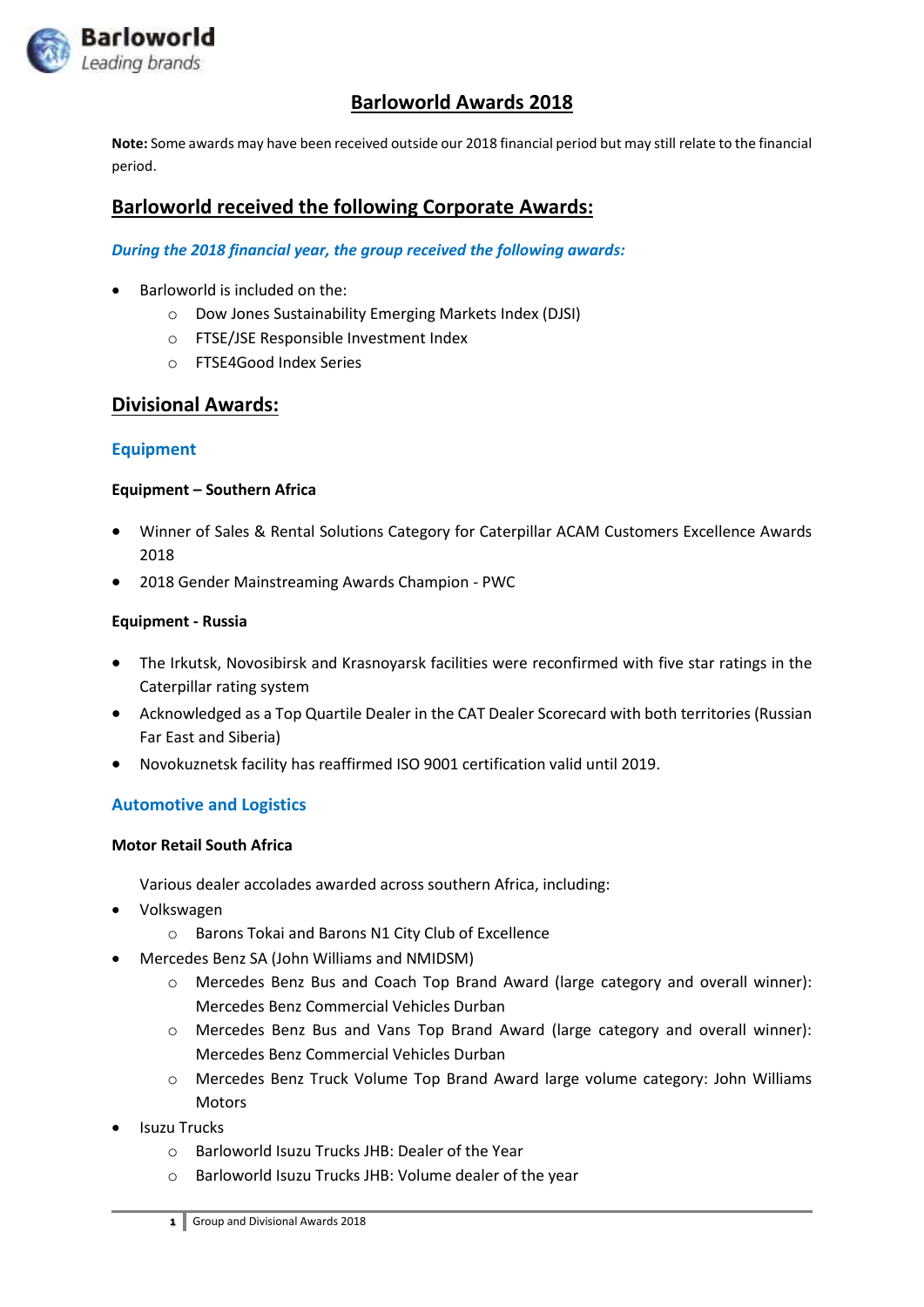# Barloworld Awards 2018

**Note:** Some awards may have been received outside our 2018 financial period but may still relate to the financial period.

## Barloworld received the following Corporate Awards:

***During the 2018 financial year, the group received the following awards:***

- Barloworld is included on the:
  - Dow Jones Sustainability Emerging Markets Index (DJSI)
  - FTSE/JSE Responsible Investment Index
  - FTSE4Good Index Series

## Divisional Awards:

### Equipment

**Equipment – Southern Africa**

- Winner of Sales & Rental Solutions Category for Caterpillar ACAM Customers Excellence Awards 2018
- 2018 Gender Mainstreaming Awards Champion - PWC

**Equipment - Russia**

- The Irkutsk, Novosibirsk and Krasnoyarsk facilities were reconfirmed with five star ratings in the Caterpillar rating system
- Acknowledged as a Top Quartile Dealer in the CAT Dealer Scorecard with both territories (Russian Far East and Siberia)
- Novokuznetsk facility has reaffirmed ISO 9001 certification valid until 2019.

### Automotive and Logistics

**Motor Retail South Africa**

Various dealer accolades awarded across southern Africa, including:

- Volkswagen
  - Barons Tokai and Barons N1 City Club of Excellence
- Mercedes Benz SA (John Williams and NMIDSM)
  - Mercedes Benz Bus and Coach Top Brand Award (large category and overall winner): Mercedes Benz Commercial Vehicles Durban
  - Mercedes Benz Bus and Vans Top Brand Award (large category and overall winner): Mercedes Benz Commercial Vehicles Durban
  - Mercedes Benz Truck Volume Top Brand Award large volume category: John Williams Motors
- Isuzu Trucks
  - Barloworld Isuzu Trucks JHB: Dealer of the Year
  - Barloworld Isuzu Trucks JHB: Volume dealer of the year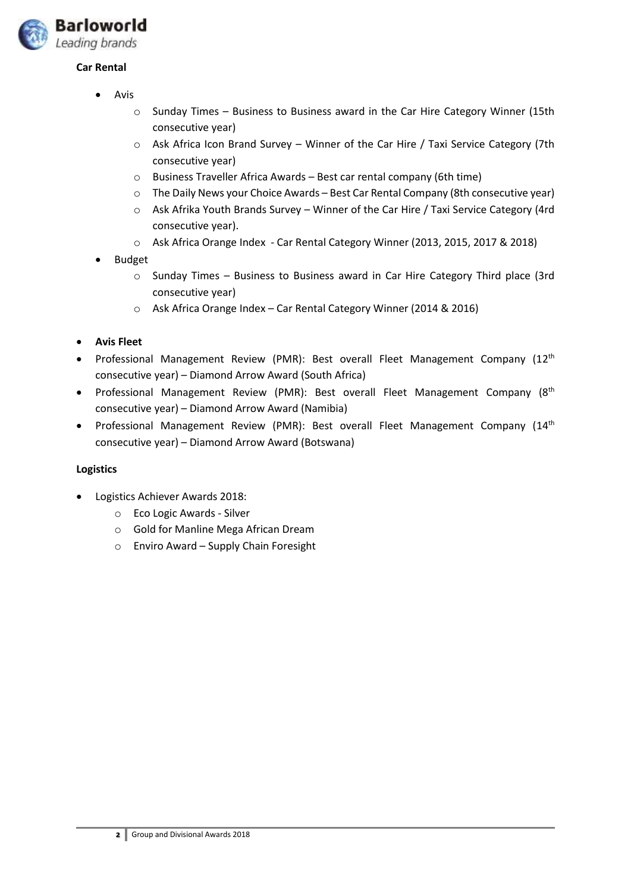**Car Rental**

- Avis
    - Sunday Times – Business to Business award in the Car Hire Category Winner (15th consecutive year)
    - Ask Africa Icon Brand Survey – Winner of the Car Hire / Taxi Service Category (7th consecutive year)
    - Business Traveller Africa Awards – Best car rental company (6th time)
    - The Daily News your Choice Awards – Best Car Rental Company (8th consecutive year)
    - Ask Afrika Youth Brands Survey – Winner of the Car Hire / Taxi Service Category (4rd consecutive year).
    - Ask Africa Orange Index - Car Rental Category Winner (2013, 2015, 2017 & 2018)
- Budget
    - Sunday Times – Business to Business award in Car Hire Category Third place (3rd consecutive year)
    - Ask Africa Orange Index – Car Rental Category Winner (2014 & 2016)

- **Avis Fleet**
- Professional Management Review (PMR): Best overall Fleet Management Company (12th consecutive year) – Diamond Arrow Award (South Africa)
- Professional Management Review (PMR): Best overall Fleet Management Company (8th consecutive year) – Diamond Arrow Award (Namibia)
- Professional Management Review (PMR): Best overall Fleet Management Company (14th consecutive year) – Diamond Arrow Award (Botswana)

**Logistics**

- Logistics Achiever Awards 2018:
    - Eco Logic Awards - Silver
    - Gold for Manline Mega African Dream
    - Enviro Award – Supply Chain Foresight